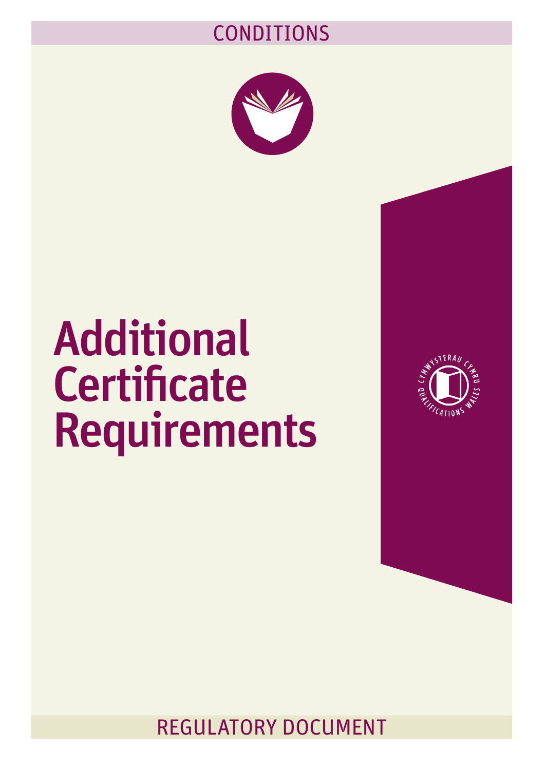CONDITIONS

# Additional Certificate Requirements

REGULATORY DOCUMENT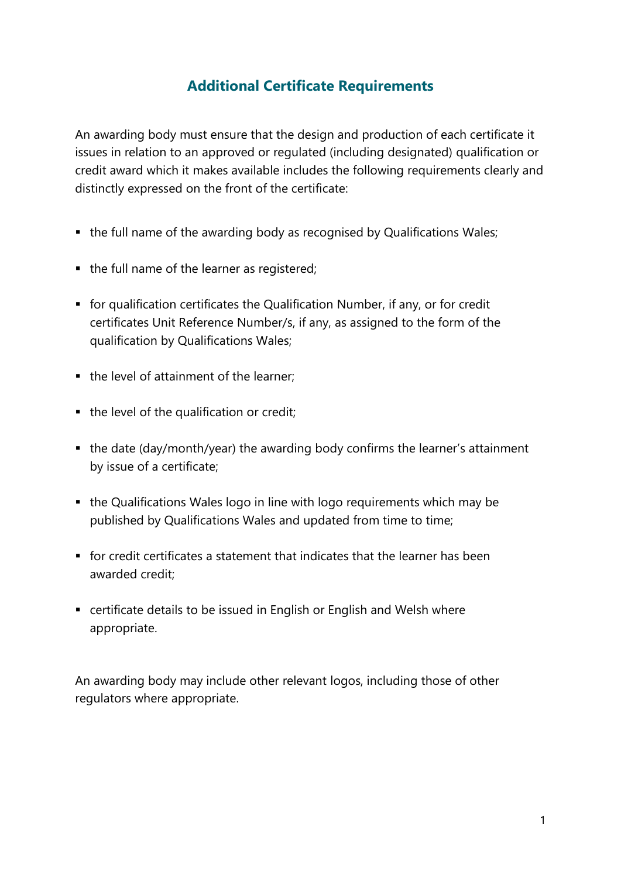## Additional Certificate Requirements

An awarding body must ensure that the design and production of each certificate it issues in relation to an approved or regulated (including designated) qualification or credit award which it makes available includes the following requirements clearly and distinctly expressed on the front of the certificate:

- the full name of the awarding body as recognised by Qualifications Wales;
- the full name of the learner as registered;
- for qualification certificates the Qualification Number, if any, or for credit certificates Unit Reference Number/s, if any, as assigned to the form of the qualification by Qualifications Wales;
- the level of attainment of the learner;
- the level of the qualification or credit;
- the date (day/month/year) the awarding body confirms the learner's attainment by issue of a certificate;
- the Qualifications Wales logo in line with logo requirements which may be published by Qualifications Wales and updated from time to time;
- for credit certificates a statement that indicates that the learner has been awarded credit;
- certificate details to be issued in English or English and Welsh where appropriate.

An awarding body may include other relevant logos, including those of other regulators where appropriate.